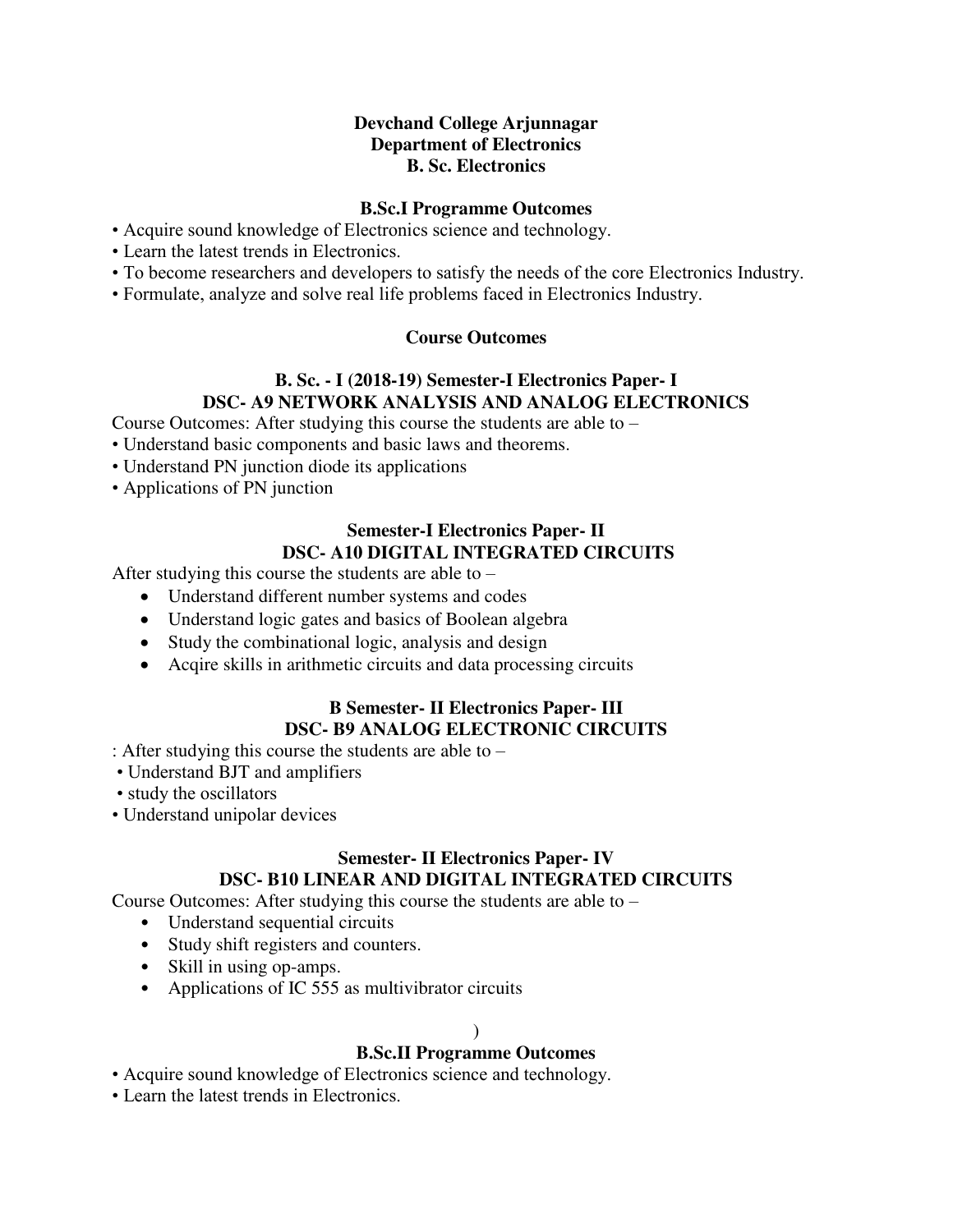**Devchand College Arjunnagar**
**Department of Electronics**
**B. Sc. Electronics**

### B.Sc.I Programme Outcomes

- Acquire sound knowledge of Electronics science and technology.
- Learn the latest trends in Electronics.
- To become researchers and developers to satisfy the needs of the core Electronics Industry.
- Formulate, analyze and solve real life problems faced in Electronics Industry.

### Course Outcomes

#### B. Sc. - I (2018-19) Semester-I Electronics Paper- I
#### DSC- A9 NETWORK ANALYSIS AND ANALOG ELECTRONICS

Course Outcomes: After studying this course the students are able to –

- Understand basic components and basic laws and theorems.
- Understand PN junction diode its applications
- Applications of PN junction

#### Semester-I Electronics Paper- II
#### DSC- A10 DIGITAL INTEGRATED CIRCUITS

After studying this course the students are able to –

- Understand different number systems and codes
- Understand logic gates and basics of Boolean algebra
- Study the combinational logic, analysis and design
- Acqire skills in arithmetic circuits and data processing circuits

#### B Semester- II Electronics Paper- III
#### DSC- B9 ANALOG ELECTRONIC CIRCUITS

: After studying this course the students are able to –

- Understand BJT and amplifiers
- study the oscillators
- Understand unipolar devices

#### Semester- II Electronics Paper- IV
#### DSC- B10 LINEAR AND DIGITAL INTEGRATED CIRCUITS

Course Outcomes: After studying this course the students are able to –

- Understand sequential circuits
- Study shift registers and counters.
- Skill in using op-amps.
- Applications of IC 555 as multivibrator circuits

)

### B.Sc.II Programme Outcomes

- Acquire sound knowledge of Electronics science and technology.
- Learn the latest trends in Electronics.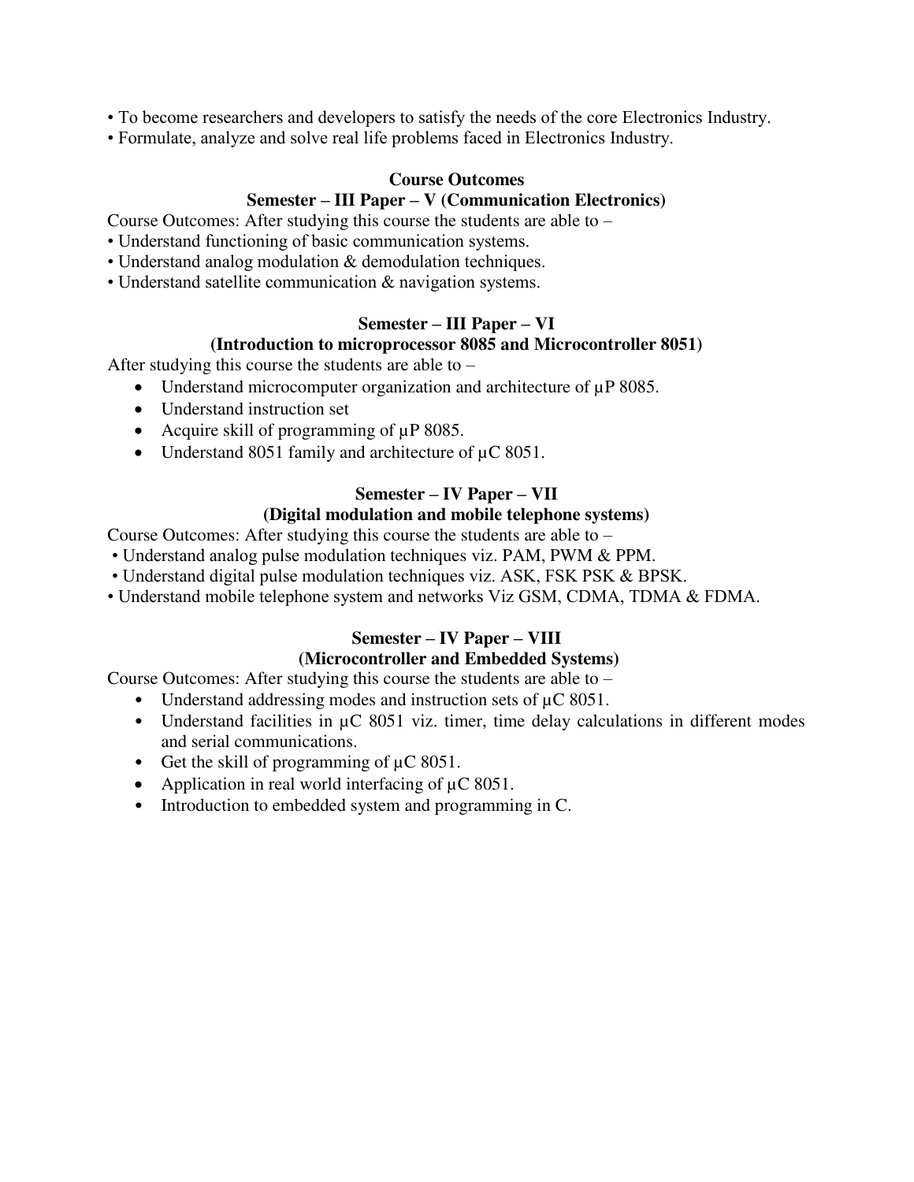- To become researchers and developers to satisfy the needs of the core Electronics Industry.
- Formulate, analyze and solve real life problems faced in Electronics Industry.

## Course Outcomes

### Semester – III Paper – V (Communication Electronics)

Course Outcomes: After studying this course the students are able to –

- Understand functioning of basic communication systems.
- Understand analog modulation & demodulation techniques.
- Understand satellite communication & navigation systems.

### Semester – III Paper – VI
### (Introduction to microprocessor 8085 and Microcontroller 8051)

After studying this course the students are able to –

- Understand microcomputer organization and architecture of µP 8085.
- Understand instruction set
- Acquire skill of programming of µP 8085.
- Understand 8051 family and architecture of µC 8051.

### Semester – IV Paper – VII
### (Digital modulation and mobile telephone systems)

Course Outcomes: After studying this course the students are able to –

- Understand analog pulse modulation techniques viz. PAM, PWM & PPM.
- Understand digital pulse modulation techniques viz. ASK, FSK PSK & BPSK.
- Understand mobile telephone system and networks Viz GSM, CDMA, TDMA & FDMA.

### Semester – IV Paper – VIII
### (Microcontroller and Embedded Systems)

Course Outcomes: After studying this course the students are able to –

- Understand addressing modes and instruction sets of µC 8051.
- Understand facilities in µC 8051 viz. timer, time delay calculations in different modes and serial communications.
- Get the skill of programming of µC 8051.
- Application in real world interfacing of µC 8051.
- Introduction to embedded system and programming in C.